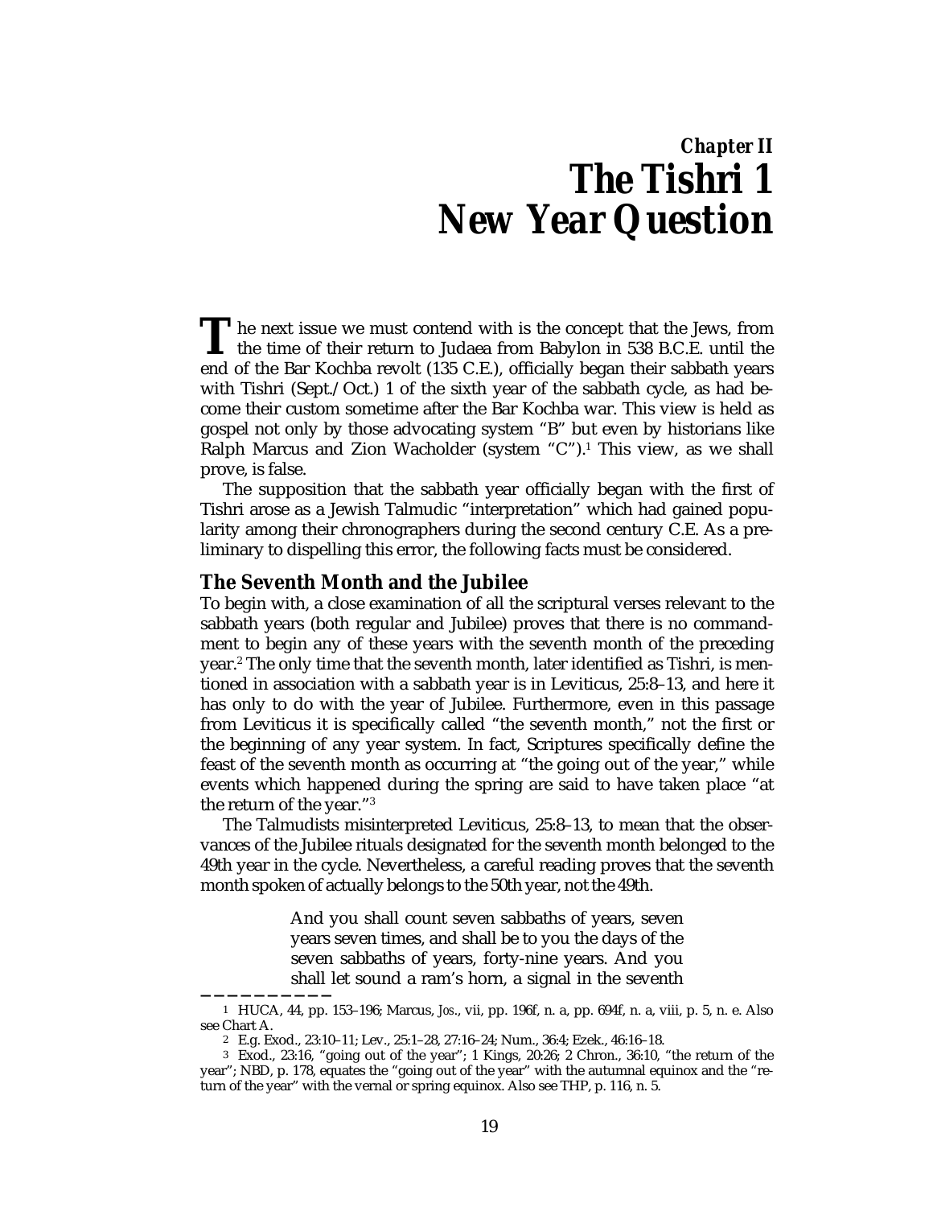# Chapter II
# The Tishri 1 New Year Question

The next issue we must contend with is the concept that the Jews, from the time of their return to Judaea from Babylon in 538 B.C.E. until the end of the Bar Kochba revolt (135 C.E.), officially began their sabbath years with Tishri (Sept./Oct.) 1 of the sixth year of the sabbath cycle, as had become their custom sometime after the Bar Kochba war. This view is held as gospel not only by those advocating system "B" but even by historians like Ralph Marcus and Zion Wacholder (system "C").[1] This view, as we shall prove, is false.

The supposition that the sabbath year officially began with the first of Tishri arose as a Jewish Talmudic "interpretation" which had gained popularity among their chronographers during the second century C.E. As a preliminary to dispelling this error, the following facts must be considered.

## The Seventh Month and the Jubilee

To begin with, a close examination of all the scriptural verses relevant to the sabbath years (both regular and Jubilee) proves that there is no commandment to begin any of these years with the seventh month of the preceding year.[2] The only time that the seventh month, later identified as Tishri, is mentioned in association with a sabbath year is in Leviticus, 25:8–13, and here it has only to do with the year of Jubilee. Furthermore, even in this passage from Leviticus it is specifically called "the seventh month," not the first or the beginning of any year system. In fact, Scriptures specifically define the feast of the seventh month as occurring at "the going out of the year," while events which happened during the spring are said to have taken place "at the return of the year."[3]

The Talmudists misinterpreted Leviticus, 25:8–13, to mean that the observances of the Jubilee rituals designated for the seventh month belonged to the 49th year in the cycle. Nevertheless, a careful reading proves that the seventh month spoken of actually belongs to the 50th year, not the 49th.

> And you shall count seven sabbaths of years, seven years seven times, and shall be to you the days of the seven sabbaths of years, forty-nine years. And you shall let sound a ram's horn, a signal in the seventh

---

1 HUCA, 44, pp. 153–196; Marcus, *Jos.*, vii, pp. 196f, n. a, pp. 694f, n. a, viii, p. 5, n. e. Also see Chart A.

2 E.g. Exod., 23:10–11; Lev., 25:1–28, 27:16–24; Num., 36:4; Ezek., 46:16–18.

3 Exod., 23:16, "going out of the year"; 1 Kings, 20:26; 2 Chron., 36:10, "the return of the year"; NBD, p. 178, equates the "going out of the year" with the autumnal equinox and the "return of the year" with the vernal or spring equinox. Also see THP, p. 116, n. 5.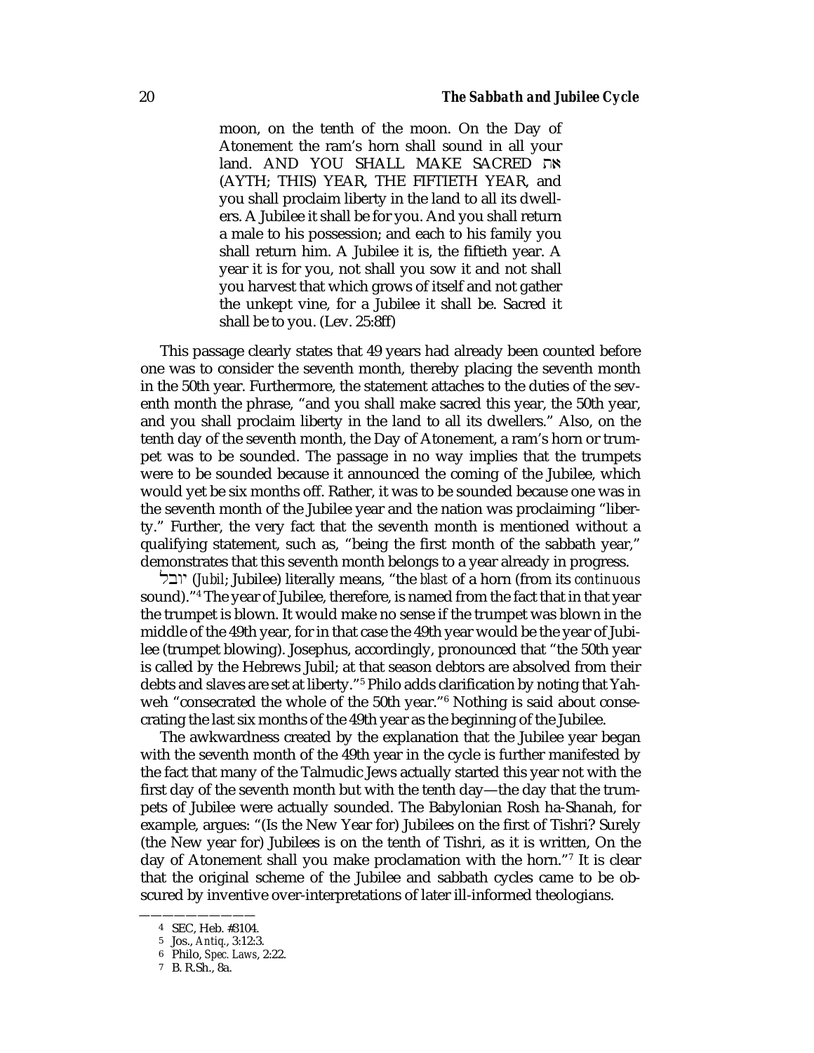> moon, on the tenth of the moon. On the Day of Atonement the ram's horn shall sound in all your land. AND YOU SHALL MAKE SACRED את (AYTH; THIS) YEAR, THE FIFTIETH YEAR, and you shall proclaim liberty in the land to all its dwellers. A Jubilee it shall be for you. And you shall return a male to his possession; and each to his family you shall return him. A Jubilee it is, the fiftieth year. A year it is for you, not shall you sow it and not shall you harvest that which grows of itself and not gather the unkept vine, for a Jubilee it shall be. Sacred it shall be to you. (Lev. 25:8ff)

This passage clearly states that 49 years had already been counted before one was to consider the seventh month, thereby placing the seventh month in the 50th year. Furthermore, the statement attaches to the duties of the seventh month the phrase, "and you shall make sacred this year, the 50th year, and you shall proclaim liberty in the land to all its dwellers." Also, on the tenth day of the seventh month, the Day of Atonement, a ram's horn or trumpet was to be sounded. The passage in no way implies that the trumpets were to be sounded because it announced the coming of the Jubilee, which would yet be six months off. Rather, it was to be sounded because one was in the seventh month of the Jubilee year and the nation was proclaiming "liberty." Further, the very fact that the seventh month is mentioned without a qualifying statement, such as, "being the first month of the sabbath year," demonstrates that this seventh month belongs to a year already in progress.

יובל (*Jubil*; Jubilee) literally means, "the *blast* of a horn (from its *continuous* sound)."[4] The year of Jubilee, therefore, is named from the fact that in that year the trumpet is blown. It would make no sense if the trumpet was blown in the middle of the 49th year, for in that case the 49th year would be the year of Jubilee (trumpet blowing). Josephus, accordingly, pronounced that "the 50th year is called by the Hebrews Jubil; at that season debtors are absolved from their debts and slaves are set at liberty."[5] Philo adds clarification by noting that Yahweh "consecrated the whole of the 50th year."[6] Nothing is said about consecrating the last six months of the 49th year as the beginning of the Jubilee.

The awkwardness created by the explanation that the Jubilee year began with the seventh month of the 49th year in the cycle is further manifested by the fact that many of the Talmudic Jews actually started this year not with the first day of the seventh month but with the tenth day—the day that the trumpets of Jubilee were actually sounded. The Babylonian Rosh ha-Shanah, for example, argues: "(Is the New Year for) Jubilees on the first of Tishri? Surely (the New year for) Jubilees is on the tenth of Tishri, as it is written, On the day of Atonement shall you make proclamation with the horn."[7] It is clear that the original scheme of the Jubilee and sabbath cycles came to be obscured by inventive over-interpretations of later ill-informed theologians.

---

4 SEC, Heb. #3104.

5 Jos., *Antiq.*, 3:12:3.

6 Philo, *Spec. Laws*, 2:22.

7 B. R.Sh., 8a.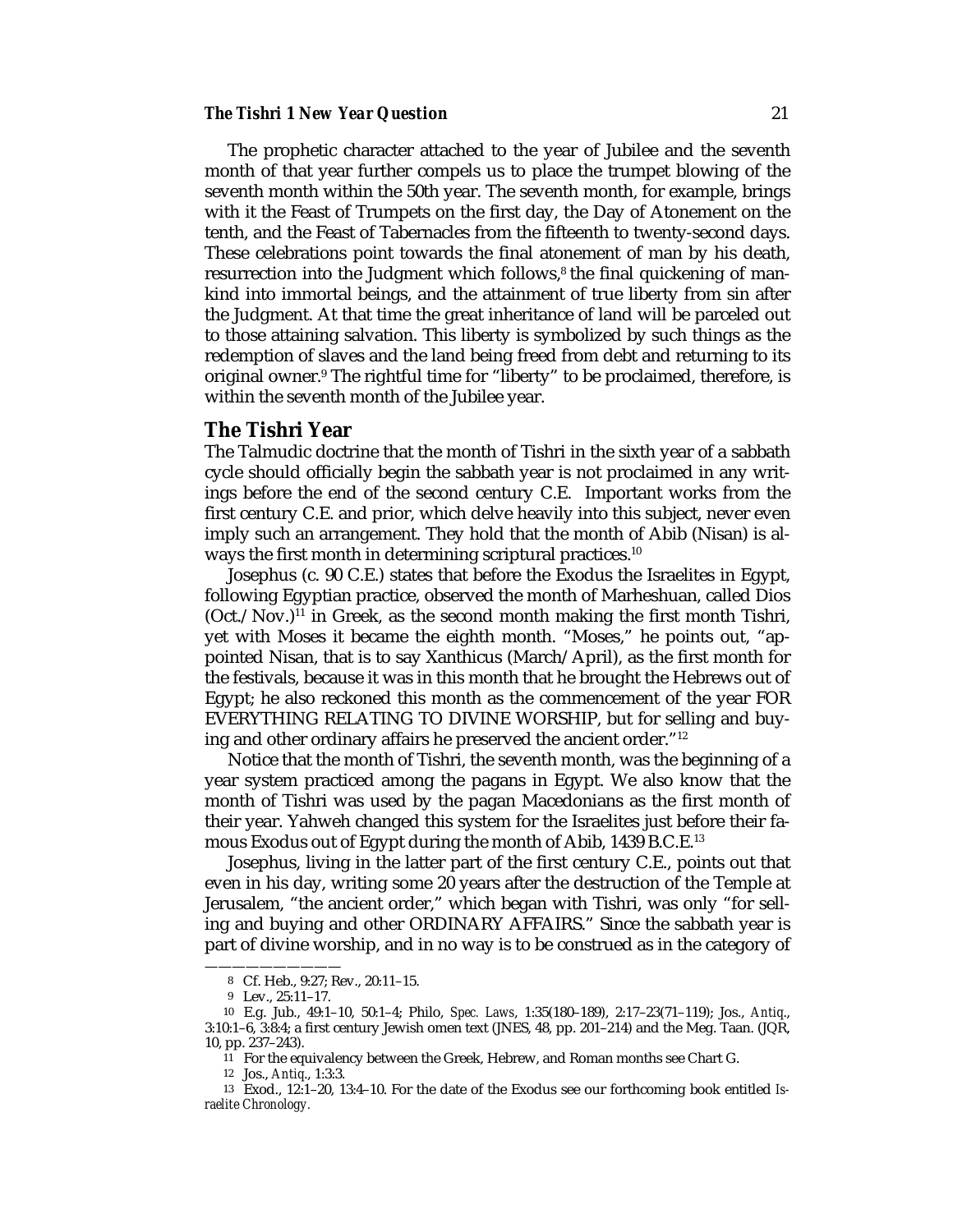The prophetic character attached to the year of Jubilee and the seventh month of that year further compels us to place the trumpet blowing of the seventh month within the 50th year. The seventh month, for example, brings with it the Feast of Trumpets on the first day, the Day of Atonement on the tenth, and the Feast of Tabernacles from the fifteenth to twenty-second days. These celebrations point towards the final atonement of man by his death, resurrection into the Judgment which follows,[8] the final quickening of mankind into immortal beings, and the attainment of true liberty from sin after the Judgment. At that time the great inheritance of land will be parceled out to those attaining salvation. This liberty is symbolized by such things as the redemption of slaves and the land being freed from debt and returning to its original owner.[9] The rightful time for "liberty" to be proclaimed, therefore, is within the seventh month of the Jubilee year.

## The Tishri Year

The Talmudic doctrine that the month of Tishri in the sixth year of a sabbath cycle should officially begin the sabbath year is not proclaimed in any writings before the end of the second century C.E. Important works from the first century C.E. and prior, which delve heavily into this subject, never even imply such an arrangement. They hold that the month of Abib (Nisan) is always the first month in determining scriptural practices.[10]

Josephus (c. 90 C.E.) states that before the Exodus the Israelites in Egypt, following Egyptian practice, observed the month of Marheshuan, called Dios (Oct./Nov.)[11] in Greek, as the second month making the first month Tishri, yet with Moses it became the eighth month. "Moses," he points out, "appointed Nisan, that is to say Xanthicus (March/April), as the first month for the festivals, because it was in this month that he brought the Hebrews out of Egypt; he also reckoned this month as the commencement of the year FOR EVERYTHING RELATING TO DIVINE WORSHIP, but for selling and buying and other ordinary affairs he preserved the ancient order."[12]

Notice that the month of Tishri, the seventh month, was the beginning of a year system practiced among the pagans in Egypt. We also know that the month of Tishri was used by the pagan Macedonians as the first month of their year. Yahweh changed this system for the Israelites just before their famous Exodus out of Egypt during the month of Abib, 1439 B.C.E.[13]

Josephus, living in the latter part of the first century C.E., points out that even in his day, writing some 20 years after the destruction of the Temple at Jerusalem, "the ancient order," which began with Tishri, was only "for selling and buying and other ORDINARY AFFAIRS." Since the sabbath year is part of divine worship, and in no way is to be construed as in the category of

---

8 Cf. Heb., 9:27; Rev., 20:11–15.

9 Lev., 25:11–17.

10 E.g. Jub., 49:1–10, 50:1–4; Philo, *Spec. Laws*, 1:35(180–189), 2:17–23(71–119); Jos., *Antiq.*, 3:10:1–6, 3:8:4; a first century Jewish omen text (JNES, 48, pp. 201–214) and the Meg. Taan. (JQR, 10, pp. 237–243).

11 For the equivalency between the Greek, Hebrew, and Roman months see Chart G.

12 Jos., *Antiq.*, 1:3:3.

13 Exod., 12:1–20, 13:4–10. For the date of the Exodus see our forthcoming book entitled *Israelite Chronology*.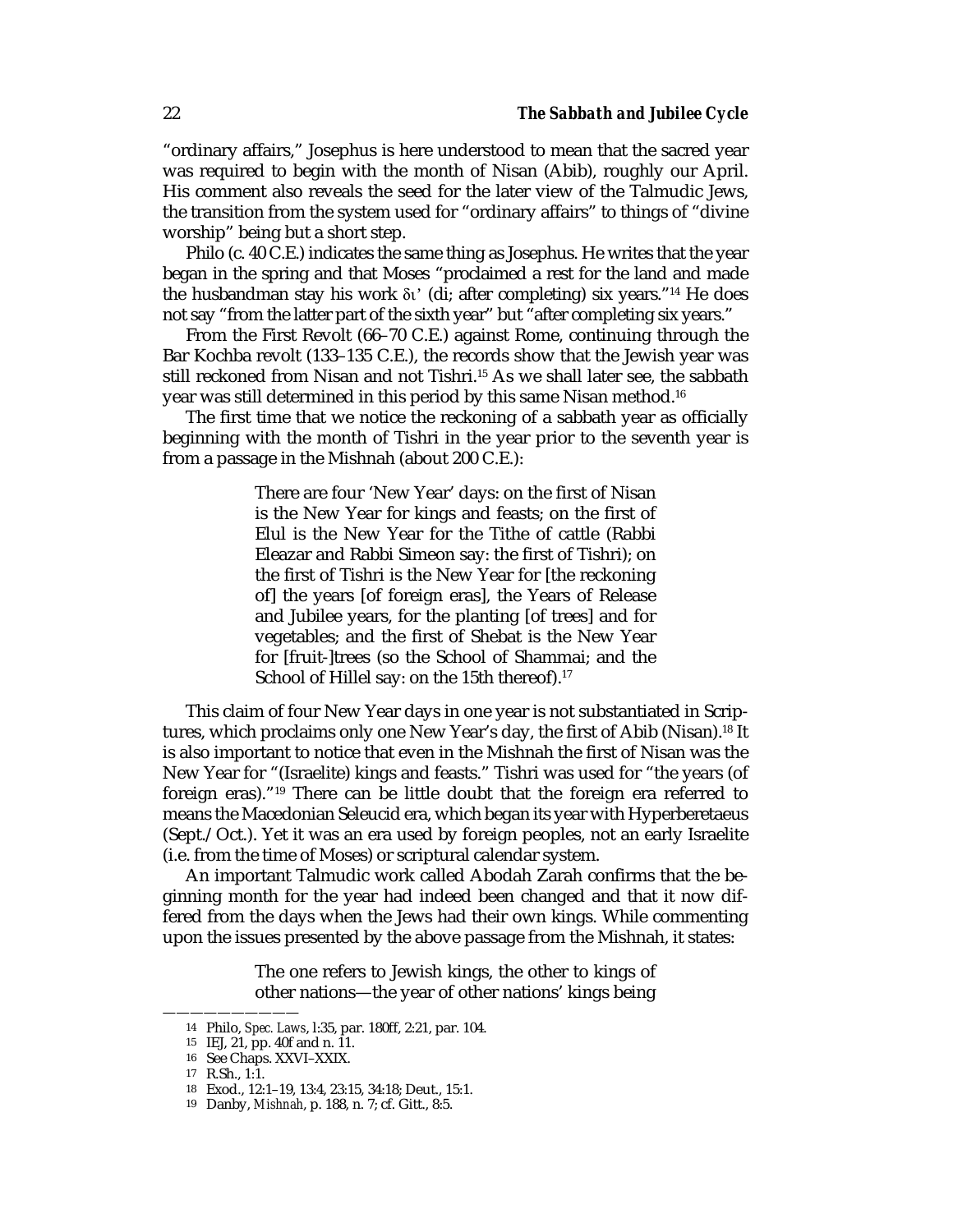"ordinary affairs," Josephus is here understood to mean that the sacred year was required to begin with the month of Nisan (Abib), roughly our April. His comment also reveals the seed for the later view of the Talmudic Jews, the transition from the system used for "ordinary affairs" to things of "divine worship" being but a short step.

Philo (c. 40 C.E.) indicates the same thing as Josephus. He writes that the year began in the spring and that Moses "proclaimed a rest for the land and made the husbandman stay his work δι' (di; after completing) six years."[14] He does not say "from the latter part of the sixth year" but "after completing six years."

From the First Revolt (66–70 C.E.) against Rome, continuing through the Bar Kochba revolt (133–135 C.E.), the records show that the Jewish year was still reckoned from Nisan and not Tishri.[15] As we shall later see, the sabbath year was still determined in this period by this same Nisan method.[16]

The first time that we notice the reckoning of a sabbath year as officially beginning with the month of Tishri in the year prior to the seventh year is from a passage in the Mishnah (about 200 C.E.):

> There are four 'New Year' days: on the first of Nisan is the New Year for kings and feasts; on the first of Elul is the New Year for the Tithe of cattle (Rabbi Eleazar and Rabbi Simeon say: the first of Tishri); on the first of Tishri is the New Year for [the reckoning of] the years [of foreign eras], the Years of Release and Jubilee years, for the planting [of trees] and for vegetables; and the first of Shebat is the New Year for [fruit-]trees (so the School of Shammai; and the School of Hillel say: on the 15th thereof).[17]

This claim of four New Year days in one year is not substantiated in Scriptures, which proclaims only one New Year's day, the first of Abib (Nisan).[18] It is also important to notice that even in the Mishnah the first of Nisan was the New Year for "(Israelite) kings and feasts." Tishri was used for "the years (of foreign eras)."[19] There can be little doubt that the foreign era referred to means the Macedonian Seleucid era, which began its year with Hyperberetaeus (Sept./Oct.). Yet it was an era used by foreign peoples, not an early Israelite (i.e. from the time of Moses) or scriptural calendar system.

An important Talmudic work called Abodah Zarah confirms that the beginning month for the year had indeed been changed and that it now differed from the days when the Jews had their own kings. While commenting upon the issues presented by the above passage from the Mishnah, it states:

> The one refers to Jewish kings, the other to kings of other nations—the year of other nations' kings being

---

14 Philo, *Spec. Laws*, l:35, par. 180ff, 2:21, par. 104.

15 IEJ, 21, pp. 40f and n. 11.

16 See Chaps. XXVI–XXIX.

17 R.Sh., 1:1.

18 Exod., 12:1–19, 13:4, 23:15, 34:18; Deut., 15:1.

19 Danby, *Mishnah*, p. 188, n. 7; cf. Gitt., 8:5.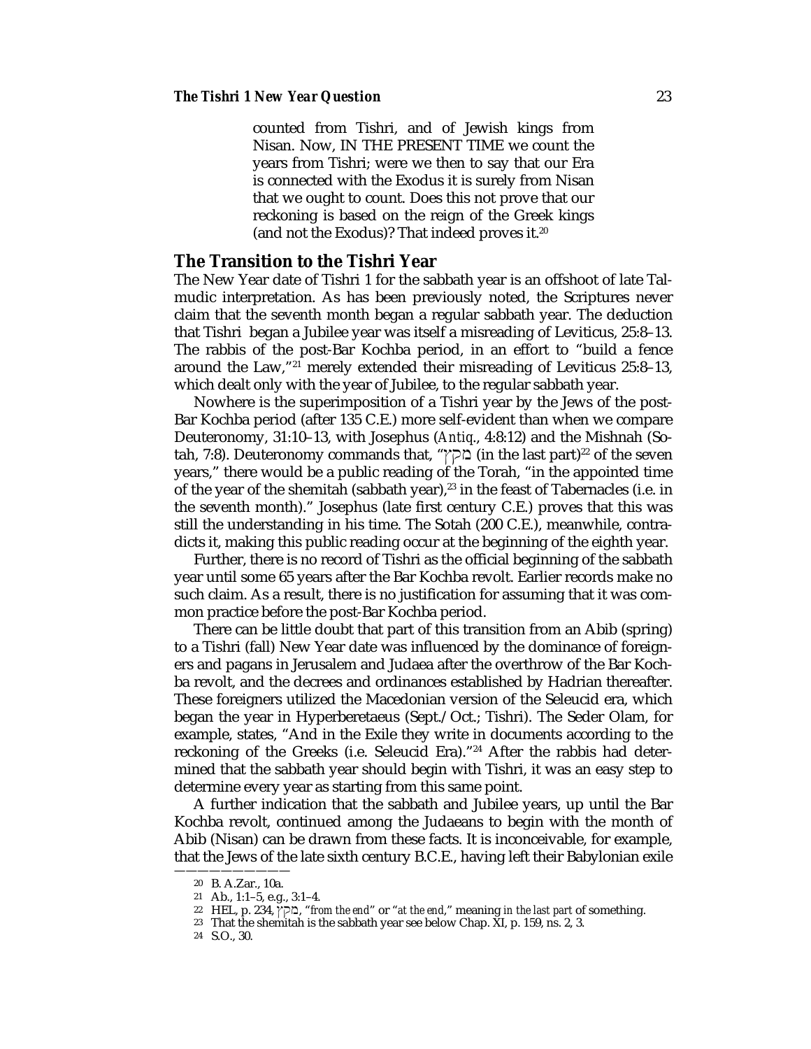> counted from Tishri, and of Jewish kings from Nisan. Now, IN THE PRESENT TIME we count the years from Tishri; were we then to say that our Era is connected with the Exodus it is surely from Nisan that we ought to count. Does this not prove that our reckoning is based on the reign of the Greek kings (and not the Exodus)? That indeed proves it.[20]

## The Transition to the Tishri Year

The New Year date of Tishri 1 for the sabbath year is an offshoot of late Talmudic interpretation. As has been previously noted, the Scriptures never claim that the seventh month began a regular sabbath year. The deduction that Tishri began a Jubilee year was itself a misreading of Leviticus, 25:8–13. The rabbis of the post-Bar Kochba period, in an effort to "build a fence around the Law,"[21] merely extended their misreading of Leviticus 25:8–13, which dealt only with the year of Jubilee, to the regular sabbath year.

Nowhere is the superimposition of a Tishri year by the Jews of the post-Bar Kochba period (after 135 C.E.) more self-evident than when we compare Deuteronomy, 31:10–13, with Josephus (*Antiq.*, 4:8:12) and the Mishnah (Sotah, 7:8). Deuteronomy commands that, "מקץ (in the last part)[22] of the seven years," there would be a public reading of the Torah, "in the appointed time of the year of the shemitah (sabbath year),[23] in the feast of Tabernacles (i.e. in the seventh month)." Josephus (late first century C.E.) proves that this was still the understanding in his time. The Sotah (200 C.E.), meanwhile, contradicts it, making this public reading occur at the beginning of the eighth year.

Further, there is no record of Tishri as the official beginning of the sabbath year until some 65 years after the Bar Kochba revolt. Earlier records make no such claim. As a result, there is no justification for assuming that it was common practice before the post-Bar Kochba period.

There can be little doubt that part of this transition from an Abib (spring) to a Tishri (fall) New Year date was influenced by the dominance of foreigners and pagans in Jerusalem and Judaea after the overthrow of the Bar Kochba revolt, and the decrees and ordinances established by Hadrian thereafter. These foreigners utilized the Macedonian version of the Seleucid era, which began the year in Hyperberetaeus (Sept./Oct.; Tishri). The Seder Olam, for example, states, "And in the Exile they write in documents according to the reckoning of the Greeks (i.e. Seleucid Era)."[24] After the rabbis had determined that the sabbath year should begin with Tishri, it was an easy step to determine every year as starting from this same point.

A further indication that the sabbath and Jubilee years, up until the Bar Kochba revolt, continued among the Judaeans to begin with the month of Abib (Nisan) can be drawn from these facts. It is inconceivable, for example, that the Jews of the late sixth century B.C.E., having left their Babylonian exile

---

[20] B. A.Zar., 10a.

[21] Ab., 1:1–5, e.g., 3:1–4.

[22] HEL, p. 234, מקץ, "*from the end*" or "*at the end*," meaning *in the last part* of something.

[23] That the shemitah is the sabbath year see below Chap. XI, p. 159, ns. 2, 3.

[24] S.O., 30.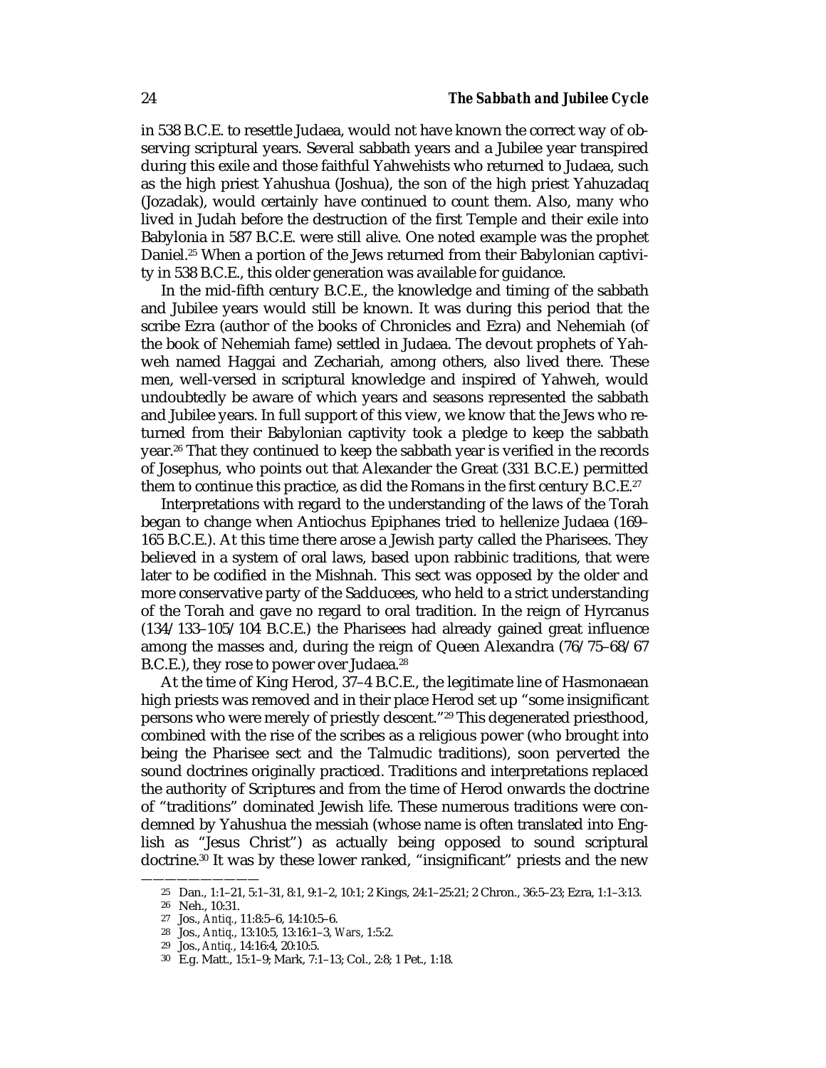in 538 B.C.E. to resettle Judaea, would not have known the correct way of observing scriptural years. Several sabbath years and a Jubilee year transpired during this exile and those faithful Yahwehists who returned to Judaea, such as the high priest Yahushua (Joshua), the son of the high priest Yahuzadaq (Jozadak), would certainly have continued to count them. Also, many who lived in Judah before the destruction of the first Temple and their exile into Babylonia in 587 B.C.E. were still alive. One noted example was the prophet Daniel.[25] When a portion of the Jews returned from their Babylonian captivity in 538 B.C.E., this older generation was available for guidance.

In the mid-fifth century B.C.E., the knowledge and timing of the sabbath and Jubilee years would still be known. It was during this period that the scribe Ezra (author of the books of Chronicles and Ezra) and Nehemiah (of the book of Nehemiah fame) settled in Judaea. The devout prophets of Yahweh named Haggai and Zechariah, among others, also lived there. These men, well-versed in scriptural knowledge and inspired of Yahweh, would undoubtedly be aware of which years and seasons represented the sabbath and Jubilee years. In full support of this view, we know that the Jews who returned from their Babylonian captivity took a pledge to keep the sabbath year.[26] That they continued to keep the sabbath year is verified in the records of Josephus, who points out that Alexander the Great (331 B.C.E.) permitted them to continue this practice, as did the Romans in the first century B.C.E.[27]

Interpretations with regard to the understanding of the laws of the Torah began to change when Antiochus Epiphanes tried to hellenize Judaea (169–165 B.C.E.). At this time there arose a Jewish party called the Pharisees. They believed in a system of oral laws, based upon rabbinic traditions, that were later to be codified in the Mishnah. This sect was opposed by the older and more conservative party of the Sadducees, who held to a strict understanding of the Torah and gave no regard to oral tradition. In the reign of Hyrcanus (134/133–105/104 B.C.E.) the Pharisees had already gained great influence among the masses and, during the reign of Queen Alexandra (76/75–68/67 B.C.E.), they rose to power over Judaea.[28]

At the time of King Herod, 37–4 B.C.E., the legitimate line of Hasmonaean high priests was removed and in their place Herod set up "some insignificant persons who were merely of priestly descent."[29] This degenerated priesthood, combined with the rise of the scribes as a religious power (who brought into being the Pharisee sect and the Talmudic traditions), soon perverted the sound doctrines originally practiced. Traditions and interpretations replaced the authority of Scriptures and from the time of Herod onwards the doctrine of "traditions" dominated Jewish life. These numerous traditions were condemned by Yahushua the messiah (whose name is often translated into English as "Jesus Christ") as actually being opposed to sound scriptural doctrine.[30] It was by these lower ranked, "insignificant" priests and the new

---

25 Dan., 1:1–21, 5:1–31, 8:1, 9:1–2, 10:1; 2 Kings, 24:1–25:21; 2 Chron., 36:5–23; Ezra, 1:1–3:13.

26 Neh., 10:31.

27 Jos., *Antiq.*, 11:8:5–6, 14:10:5–6.

28 Jos., *Antiq.*, 13:10:5, 13:16:1–3, *Wars*, 1:5:2.

29 Jos., *Antiq.*, 14:16:4, 20:10:5.

30 E.g. Matt., 15:1–9; Mark, 7:1–13; Col., 2:8; 1 Pet., 1:18.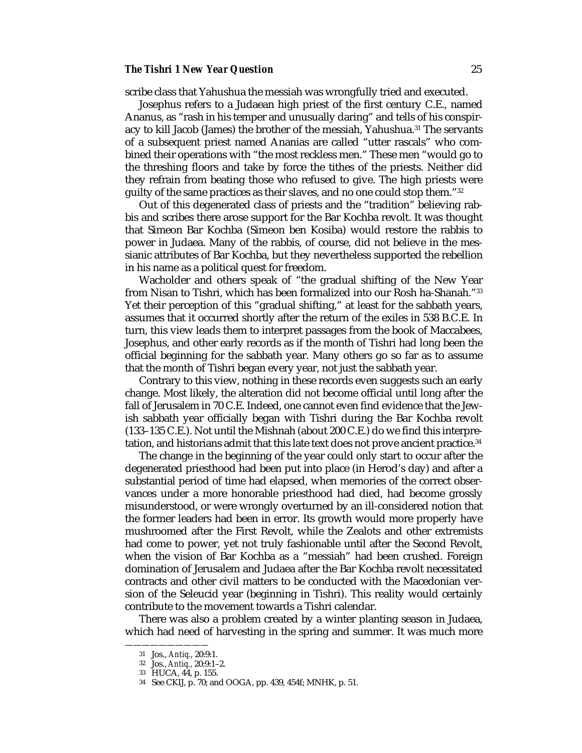scribe class that Yahushua the messiah was wrongfully tried and executed.

Josephus refers to a Judaean high priest of the first century C.E., named Ananus, as "rash in his temper and unusually daring" and tells of his conspiracy to kill Jacob (James) the brother of the messiah, Yahushua.[31] The servants of a subsequent priest named Ananias are called "utter rascals" who combined their operations with "the most reckless men." These men "would go to the threshing floors and take by force the tithes of the priests. Neither did they refrain from beating those who refused to give. The high priests were guilty of the same practices as their slaves, and no one could stop them."[32]

Out of this degenerated class of priests and the "tradition" believing rabbis and scribes there arose support for the Bar Kochba revolt. It was thought that Simeon Bar Kochba (Simeon ben Kosiba) would restore the rabbis to power in Judaea. Many of the rabbis, of course, did not believe in the messianic attributes of Bar Kochba, but they nevertheless supported the rebellion in his name as a political quest for freedom.

Wacholder and others speak of "the gradual shifting of the New Year from Nisan to Tishri, which has been formalized into our Rosh ha-Shanah."[33] Yet their perception of this "gradual shifting," at least for the sabbath years, assumes that it occurred shortly after the return of the exiles in 538 B.C.E. In turn, this view leads them to interpret passages from the book of Maccabees, Josephus, and other early records as if the month of Tishri had long been the official beginning for the sabbath year. Many others go so far as to assume that the month of Tishri began every year, not just the sabbath year.

Contrary to this view, nothing in these records even suggests such an early change. Most likely, the alteration did not become official until long after the fall of Jerusalem in 70 C.E. Indeed, one cannot even find evidence that the Jewish sabbath year officially began with Tishri during the Bar Kochba revolt (133–135 C.E.). Not until the Mishnah (about 200 C.E.) do we find this interpretation, and historians admit that this late text does not prove ancient practice.[34]

The change in the beginning of the year could only start to occur after the degenerated priesthood had been put into place (in Herod's day) and after a substantial period of time had elapsed, when memories of the correct observances under a more honorable priesthood had died, had become grossly misunderstood, or were wrongly overturned by an ill-considered notion that the former leaders had been in error. Its growth would more properly have mushroomed after the First Revolt, while the Zealots and other extremists had come to power, yet not truly fashionable until after the Second Revolt, when the vision of Bar Kochba as a "messiah" had been crushed. Foreign domination of Jerusalem and Judaea after the Bar Kochba revolt necessitated contracts and other civil matters to be conducted with the Macedonian version of the Seleucid year (beginning in Tishri). This reality would certainly contribute to the movement towards a Tishri calendar.

There was also a problem created by a winter planting season in Judaea, which had need of harvesting in the spring and summer. It was much more

---

31 Jos., *Antiq.*, 20:9:1.

32 Jos., *Antiq.*, 20:9:1–2.

33 HUCA, 44, p. 155.

34 See CKIJ, p. 70; and OOGA, pp. 439, 454f; MNHK, p. 51.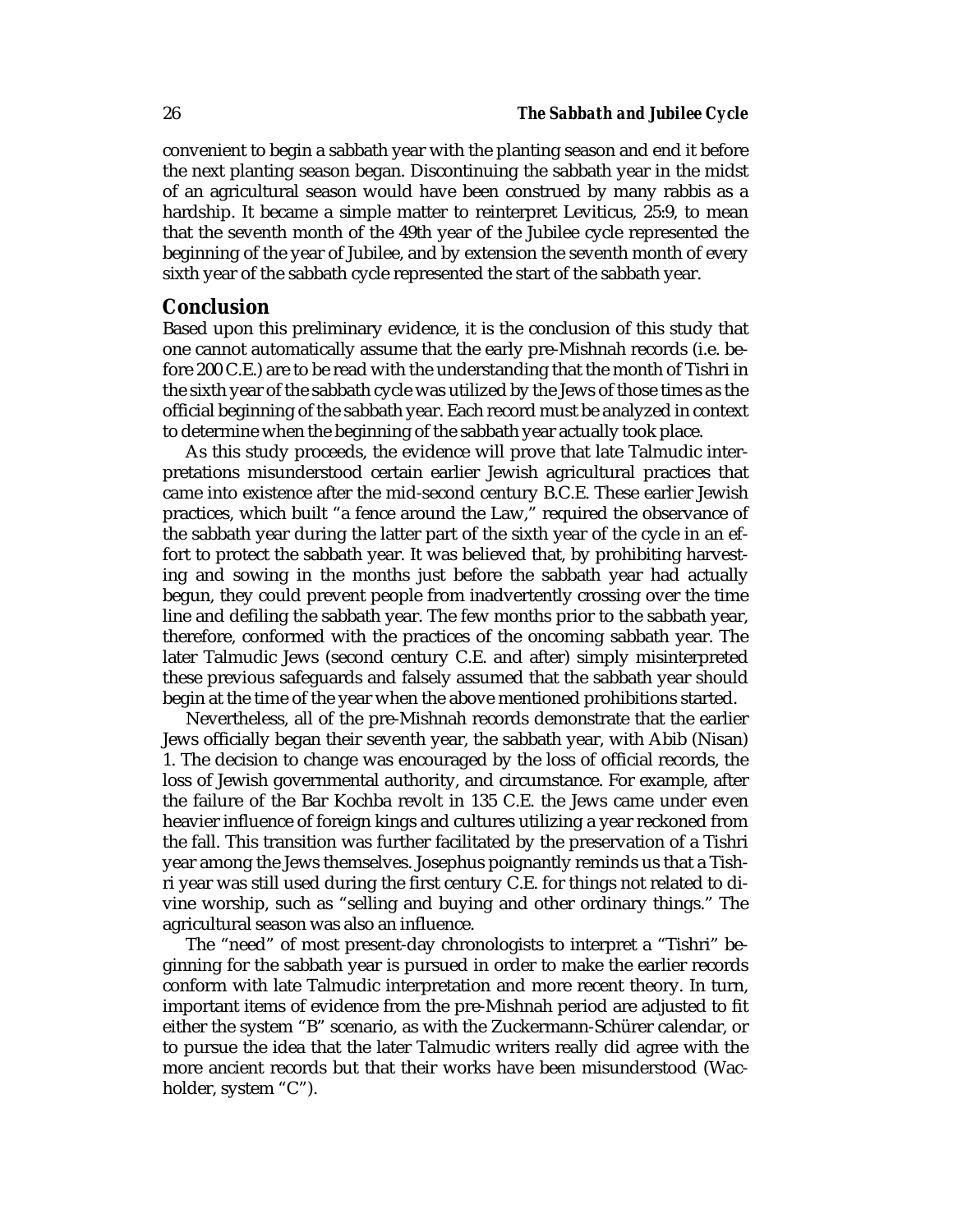convenient to begin a sabbath year with the planting season and end it before the next planting season began. Discontinuing the sabbath year in the midst of an agricultural season would have been construed by many rabbis as a hardship. It became a simple matter to reinterpret Leviticus, 25:9, to mean that the seventh month of the 49th year of the Jubilee cycle represented the beginning of the year of Jubilee, and by extension the seventh month of every sixth year of the sabbath cycle represented the start of the sabbath year.

## Conclusion

Based upon this preliminary evidence, it is the conclusion of this study that one cannot automatically assume that the early pre-Mishnah records (i.e. before 200 C.E.) are to be read with the understanding that the month of Tishri in the sixth year of the sabbath cycle was utilized by the Jews of those times as the official beginning of the sabbath year. Each record must be analyzed in context to determine when the beginning of the sabbath year actually took place.

As this study proceeds, the evidence will prove that late Talmudic interpretations misunderstood certain earlier Jewish agricultural practices that came into existence after the mid-second century B.C.E. These earlier Jewish practices, which built "a fence around the Law," required the observance of the sabbath year during the latter part of the sixth year of the cycle in an effort to protect the sabbath year. It was believed that, by prohibiting harvesting and sowing in the months just before the sabbath year had actually begun, they could prevent people from inadvertently crossing over the time line and defiling the sabbath year. The few months prior to the sabbath year, therefore, conformed with the practices of the oncoming sabbath year. The later Talmudic Jews (second century C.E. and after) simply misinterpreted these previous safeguards and falsely assumed that the sabbath year should begin at the time of the year when the above mentioned prohibitions started.

Nevertheless, all of the pre-Mishnah records demonstrate that the earlier Jews officially began their seventh year, the sabbath year, with Abib (Nisan) 1. The decision to change was encouraged by the loss of official records, the loss of Jewish governmental authority, and circumstance. For example, after the failure of the Bar Kochba revolt in 135 C.E. the Jews came under even heavier influence of foreign kings and cultures utilizing a year reckoned from the fall. This transition was further facilitated by the preservation of a Tishri year among the Jews themselves. Josephus poignantly reminds us that a Tishri year was still used during the first century C.E. for things not related to divine worship, such as "selling and buying and other ordinary things." The agricultural season was also an influence.

The "need" of most present-day chronologists to interpret a "Tishri" beginning for the sabbath year is pursued in order to make the earlier records conform with late Talmudic interpretation and more recent theory. In turn, important items of evidence from the pre-Mishnah period are adjusted to fit either the system "B" scenario, as with the Zuckermann-Schürer calendar, or to pursue the idea that the later Talmudic writers really did agree with the more ancient records but that their works have been misunderstood (Wacholder, system "C").